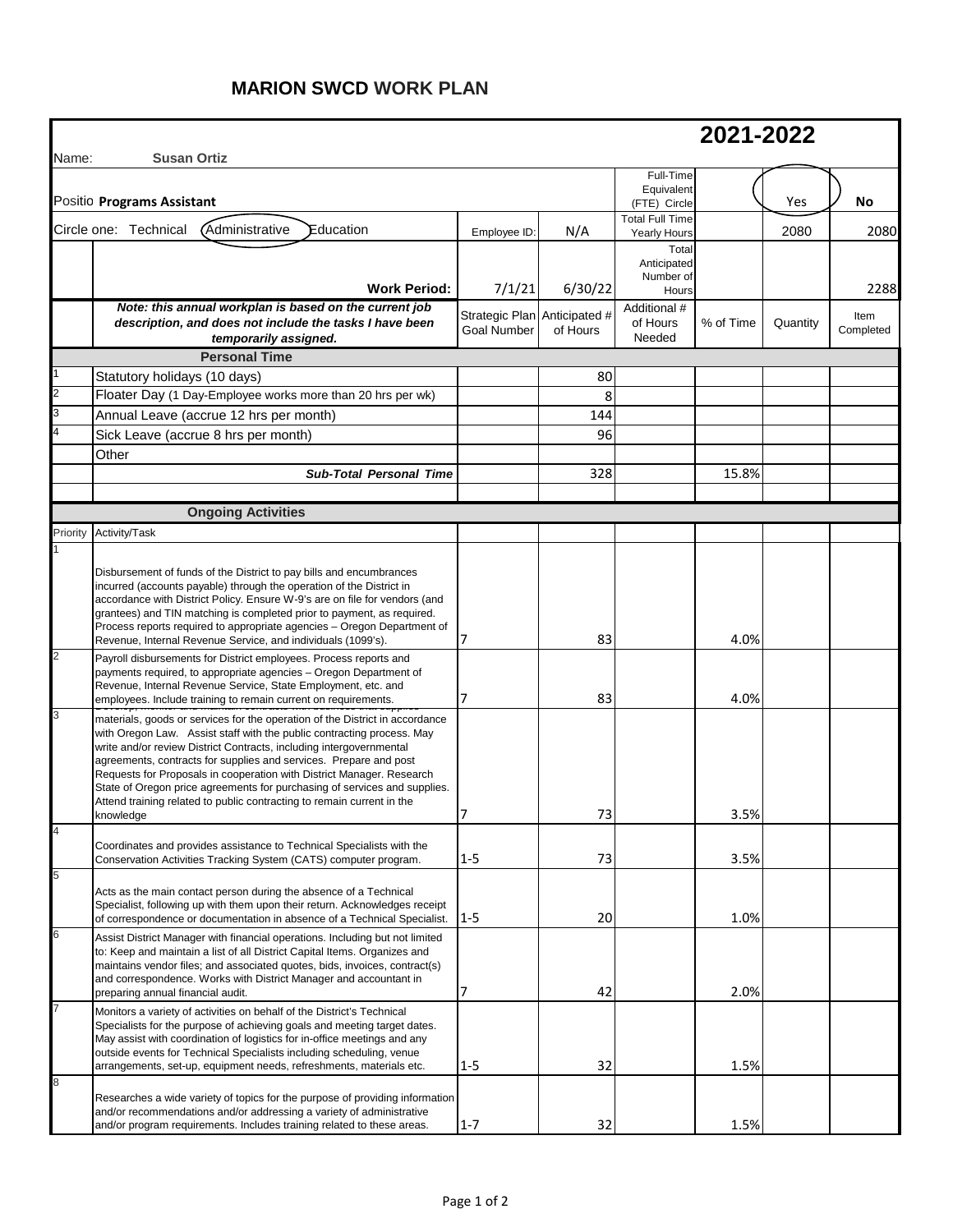# MARION SWCD WORK PLAN

## 2021-2022

Name: **Susan Ortiz**

Positio **Programs Assistant**

| | | | | Full-Time Equivalent (FTE) Circle | | Yes | No |
|---|---|---|---|---|---|---|---|
| Circle one: Technical (Administrative) Education | | Employee ID: | N/A | Total Full Time Yearly Hours | | 2080 | 2080 |
| | **Work Period:** | 7/1/21 | 6/30/22 | Total Anticipated Number of Hours | | | 2288 |

| | ***Note: this annual workplan is based on the current job description, and does not include the tasks I have been temporarily assigned.*** | Strategic Plan Goal Number | Anticipated # of Hours | Additional # of Hours Needed | % of Time | Quantity | Item Completed |
|---|---|---|---|---|---|---|---|
| | **Personal Time** | | | | | | |
| 1 | Statutory holidays (10 days) | | 80 | | | | |
| 2 | Floater Day (1 Day-Employee works more than 20 hrs per wk) | | 8 | | | | |
| 3 | Annual Leave (accrue 12 hrs per month) | | 144 | | | | |
| 4 | Sick Leave (accrue 8 hrs per month) | | 96 | | | | |
| | Other | | | | | | |
| | ***Sub-Total Personal Time*** | | 328 | | 15.8% | | |
| | | | | | | | |
| | **Ongoing Activities** | | | | | | |
| Priority | Activity/Task | | | | | | |
| 1 | Disbursement of funds of the District to pay bills and encumbrances incurred (accounts payable) through the operation of the District in accordance with District Policy. Ensure W-9's are on file for vendors (and grantees) and TIN matching is completed prior to payment, as required. Process reports required to appropriate agencies – Oregon Department of Revenue, Internal Revenue Service, and individuals (1099's). | 7 | 83 | | 4.0% | | |
| 2 | Payroll disbursements for District employees. Process reports and payments required, to appropriate agencies – Oregon Department of Revenue, Internal Revenue Service, State Employment, etc. and employees. Include training to remain current on requirements. | 7 | 83 | | 4.0% | | |
| 3 | Develop, monitor and maintain contracts with business that supplies materials, goods or services for the operation of the District in accordance with Oregon Law. Assist staff with the public contracting process. May write and/or review District Contracts, including intergovernmental agreements, contracts for supplies and services. Prepare and post Requests for Proposals in cooperation with District Manager. Research State of Oregon price agreements for purchasing of services and supplies. Attend training related to public contracting to remain current in the knowledge | 7 | 73 | | 3.5% | | |
| 4 | Coordinates and provides assistance to Technical Specialists with the Conservation Activities Tracking System (CATS) computer program. | 1-5 | 73 | | 3.5% | | |
| 5 | Acts as the main contact person during the absence of a Technical Specialist, following up with them upon their return. Acknowledges receipt of correspondence or documentation in absence of a Technical Specialist. | 1-5 | 20 | | 1.0% | | |
| 6 | Assist District Manager with financial operations. Including but not limited to: Keep and maintain a list of all District Capital Items. Organizes and maintains vendor files; and associated quotes, bids, invoices, contract(s) and correspondence. Works with District Manager and accountant in preparing annual financial audit. | 7 | 42 | | 2.0% | | |
| 7 | Monitors a variety of activities on behalf of the District's Technical Specialists for the purpose of achieving goals and meeting target dates. May assist with coordination of logistics for in-office meetings and any outside events for Technical Specialists including scheduling, venue arrangements, set-up, equipment needs, refreshments, materials etc. | 1-5 | 32 | | 1.5% | | |
| 8 | Researches a wide variety of topics for the purpose of providing information and/or recommendations and/or addressing a variety of administrative and/or program requirements. Includes training related to these areas. | 1-7 | 32 | | 1.5% | | |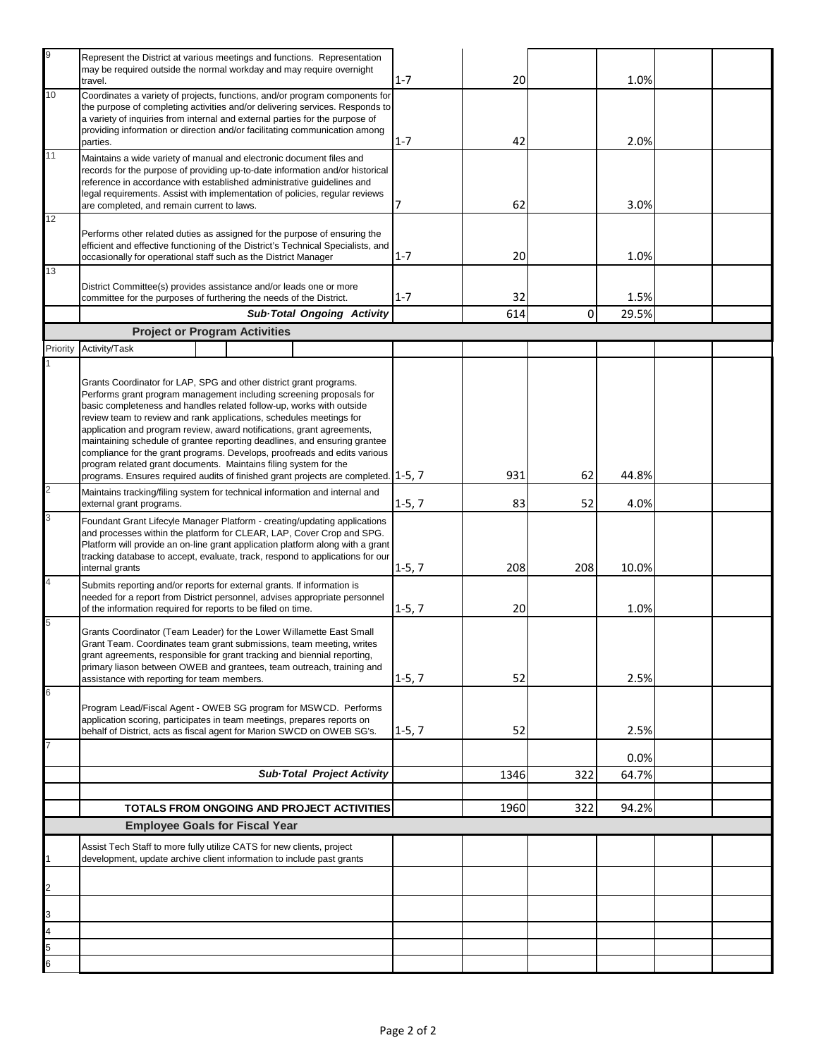| | | | | | | | |
|---|---|---|---|---|---|---|---|
| 9 | Represent the District at various meetings and functions. Representation may be required outside the normal workday and may require overnight travel. | 1-7 | 20 | | 1.0% | | |
| 10 | Coordinates a variety of projects, functions, and/or program components for the purpose of completing activities and/or delivering services. Responds to a variety of inquiries from internal and external parties for the purpose of providing information or direction and/or facilitating communication among parties. | 1-7 | 42 | | 2.0% | | |
| 11 | Maintains a wide variety of manual and electronic document files and records for the purpose of providing up-to-date information and/or historical reference in accordance with established administrative guidelines and legal requirements. Assist with implementation of policies, regular reviews are completed, and remain current to laws. | 7 | 62 | | 3.0% | | |
| 12 | Performs other related duties as assigned for the purpose of ensuring the efficient and effective functioning of the District's Technical Specialists, and occasionally for operational staff such as the District Manager | 1-7 | 20 | | 1.0% | | |
| 13 | District Committee(s) provides assistance and/or leads one or more committee for the purposes of furthering the needs of the District. | 1-7 | 32 | | 1.5% | | |
| | ***Sub·Total Ongoing Activity*** | | 614 | 0 | 29.5% | | |
| | **Project or Program Activities** | | | | | | |
| Priority | Activity/Task | | | | | | |
| 1 | Grants Coordinator for LAP, SPG and other district grant programs. Performs grant program management including screening proposals for basic completeness and handles related follow-up, works with outside review team to review and rank applications, schedules meetings for application and program review, award notifications, grant agreements, maintaining schedule of grantee reporting deadlines, and ensuring grantee compliance for the grant programs. Develops, proofreads and edits various program related grant documents. Maintains filing system for the programs. Ensures required audits of finished grant projects are completed. | 1-5, 7 | 931 | 62 | 44.8% | | |
| 2 | Maintains tracking/filing system for technical information and internal and external grant programs. | 1-5, 7 | 83 | 52 | 4.0% | | |
| 3 | Foundant Grant Lifecyle Manager Platform - creating/updating applications and processes within the platform for CLEAR, LAP, Cover Crop and SPG. Platform will provide an on-line grant application platform along with a grant tracking database to accept, evaluate, track, respond to applications for our internal grants | 1-5, 7 | 208 | 208 | 10.0% | | |
| 4 | Submits reporting and/or reports for external grants. If information is needed for a report from District personnel, advises appropriate personnel of the information required for reports to be filed on time. | 1-5, 7 | 20 | | 1.0% | | |
| 5 | Grants Coordinator (Team Leader) for the Lower Willamette East Small Grant Team. Coordinates team grant submissions, team meeting, writes grant agreements, responsible for grant tracking and biennial reporting, primary liason between OWEB and grantees, team outreach, training and assistance with reporting for team members. | 1-5, 7 | 52 | | 2.5% | | |
| 6 | Program Lead/Fiscal Agent - OWEB SG program for MSWCD. Performs application scoring, participates in team meetings, prepares reports on behalf of District, acts as fiscal agent for Marion SWCD on OWEB SG's. | 1-5, 7 | 52 | | 2.5% | | |
| 7 | | | | | 0.0% | | |
| | ***Sub·Total Project Activity*** | | 1346 | 322 | 64.7% | | |
| | | | | | | | |
| | **TOTALS FROM ONGOING AND PROJECT ACTIVITIES** | | 1960 | 322 | 94.2% | | |
| | **Employee Goals for Fiscal Year** | | | | | | |
| 1 | Assist Tech Staff to more fully utilize CATS for new clients, project development, update archive client information to include past grants | | | | | | |
| 2 | | | | | | | |
| 3 | | | | | | | |
| 4 | | | | | | | |
| 5 | | | | | | | |
| 6 | | | | | | | |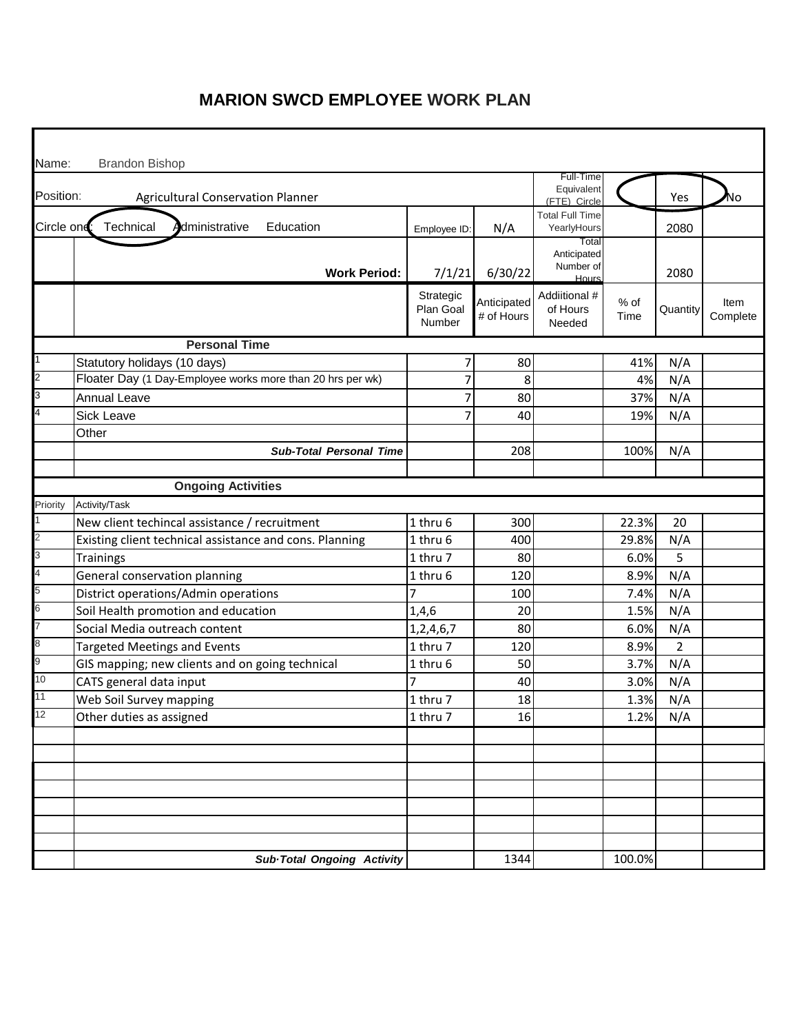# MARION SWCD EMPLOYEE WORK PLAN

Name: Brandon Bishop

Position: Agricultural Conservation Planner

Circle one: **Technical** (circled) Administrative Education

| | | | | | | | |
|---|---|---|---|---|---|---|---|
| | | | | Full-Time Equivalent (FTE) Circle | | Yes (circled) | No |
| | | Employee ID: | N/A | Total Full Time YearlyHours | | 2080 | |
| | **Work Period:** | 7/1/21 | 6/30/22 | Total Anticipated Number of Hours | | 2080 | |
| | | Strategic Plan Goal Number | Anticipated # of Hours | Addiitional # of Hours Needed | % of Time | Quantity | Item Complete |
| | **Personal Time** | | | | | | |
| 1 | Statutory holidays (10 days) | 7 | 80 | | 41% | N/A | |
| 2 | Floater Day (1 Day-Employee works more than 20 hrs per wk) | 7 | 8 | | 4% | N/A | |
| 3 | Annual Leave | 7 | 80 | | 37% | N/A | |
| 4 | Sick Leave | 7 | 40 | | 19% | N/A | |
| | Other | | | | | | |
| | ***Sub-Total Personal Time*** | | 208 | | 100% | N/A | |
| | | | | | | | |
| | **Ongoing Activities** | | | | | | |
| Priority | Activity/Task | | | | | | |
| 1 | New client techincal assistance / recruitment | 1 thru 6 | 300 | | 22.3% | 20 | |
| 2 | Existing client technical assistance and cons. Planning | 1 thru 6 | 400 | | 29.8% | N/A | |
| 3 | Trainings | 1 thru 7 | 80 | | 6.0% | 5 | |
| 4 | General conservation planning | 1 thru 6 | 120 | | 8.9% | N/A | |
| 5 | District operations/Admin operations | 7 | 100 | | 7.4% | N/A | |
| 6 | Soil Health promotion and education | 1,4,6 | 20 | | 1.5% | N/A | |
| 7 | Social Media outreach content | 1,2,4,6,7 | 80 | | 6.0% | N/A | |
| 8 | Targeted Meetings and Events | 1 thru 7 | 120 | | 8.9% | 2 | |
| 9 | GIS mapping; new clients and on going technical | 1 thru 6 | 50 | | 3.7% | N/A | |
| 10 | CATS general data input | 7 | 40 | | 3.0% | N/A | |
| 11 | Web Soil Survey mapping | 1 thru 7 | 18 | | 1.3% | N/A | |
| 12 | Other duties as assigned | 1 thru 7 | 16 | | 1.2% | N/A | |
| | | | | | | | |
| | | | | | | | |
| | | | | | | | |
| | | | | | | | |
| | | | | | | | |
| | | | | | | | |
| | | | | | | | |
| | ***Sub·Total Ongoing Activity*** | | 1344 | | 100.0% | | |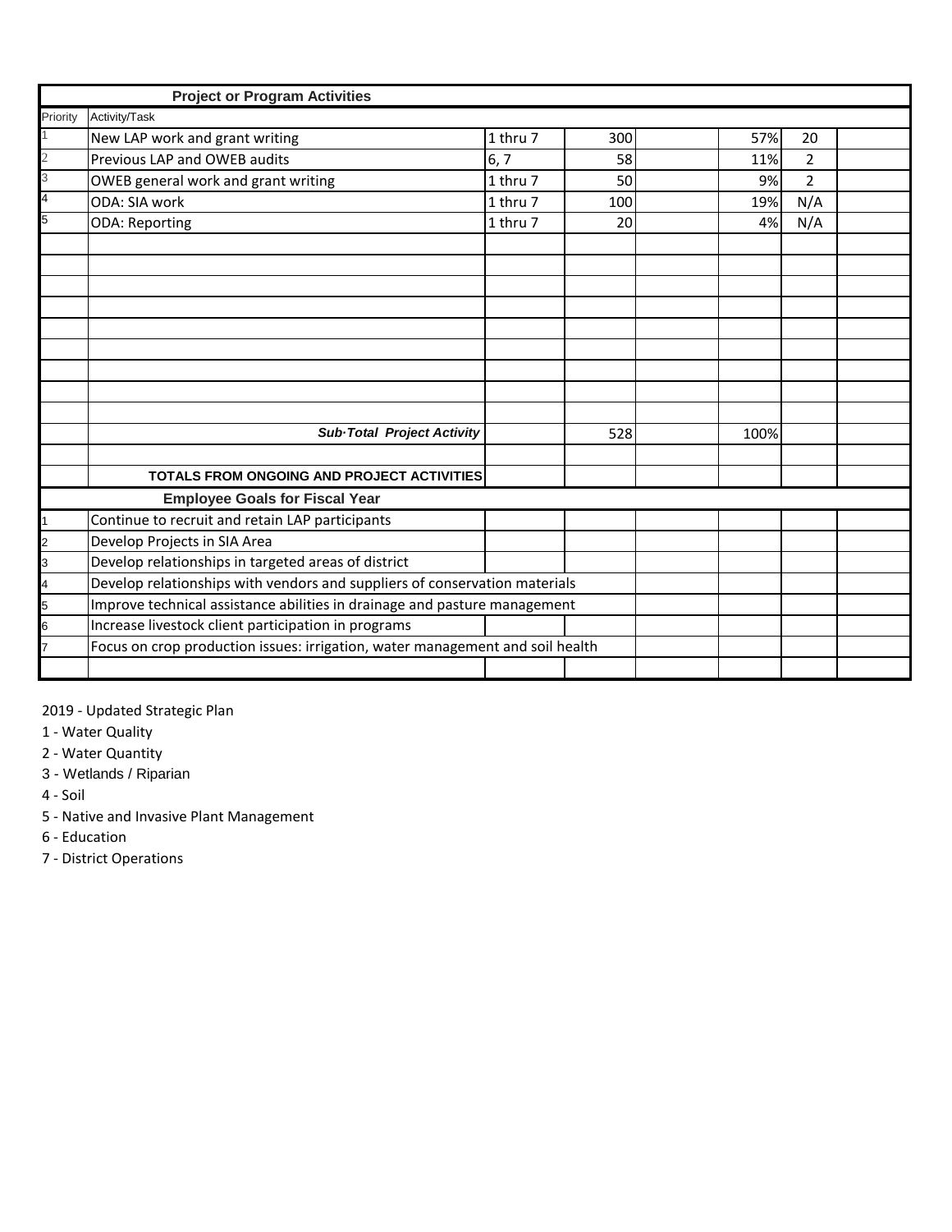| Project or Program Activities | | | | | | | |
|---|---|---|---|---|---|---|---|
| Priority | Activity/Task | | | | | | |
| 1 | New LAP work and grant writing | 1 thru 7 | 300 | | 57% | 20 | |
| 2 | Previous LAP and OWEB audits | 6, 7 | 58 | | 11% | 2 | |
| 3 | OWEB general work and grant writing | 1 thru 7 | 50 | | 9% | 2 | |
| 4 | ODA: SIA work | 1 thru 7 | 100 | | 19% | N/A | |
| 5 | ODA: Reporting | 1 thru 7 | 20 | | 4% | N/A | |
| | | | | | | | |
| | | | | | | | |
| | | | | | | | |
| | | | | | | | |
| | | | | | | | |
| | | | | | | | |
| | | | | | | | |
| | | | | | | | |
| | | | | | | | |
| | ***Sub·Total Project Activity*** | | 528 | | 100% | | |
| | | | | | | | |
| | **TOTALS FROM ONGOING AND PROJECT ACTIVITIES** | | | | | | |
| **Employee Goals for Fiscal Year** | | | | | | | |
| 1 | Continue to recruit and retain LAP participants | | | | | | |
| 2 | Develop Projects in SIA Area | | | | | | |
| 3 | Develop relationships in targeted areas of district | | | | | | |
| 4 | Develop relationships with vendors and suppliers of conservation materials | | | | | | |
| 5 | Improve technical assistance abilities in drainage and pasture management | | | | | | |
| 6 | Increase livestock client participation in programs | | | | | | |
| 7 | Focus on crop production issues: irrigation, water management and soil health | | | | | | |
| | | | | | | | |

2019 - Updated Strategic Plan

1 - Water Quality

2 - Water Quantity

3 - Wetlands / Riparian

4 - Soil

5 - Native and Invasive Plant Management

6 - Education

7 - District Operations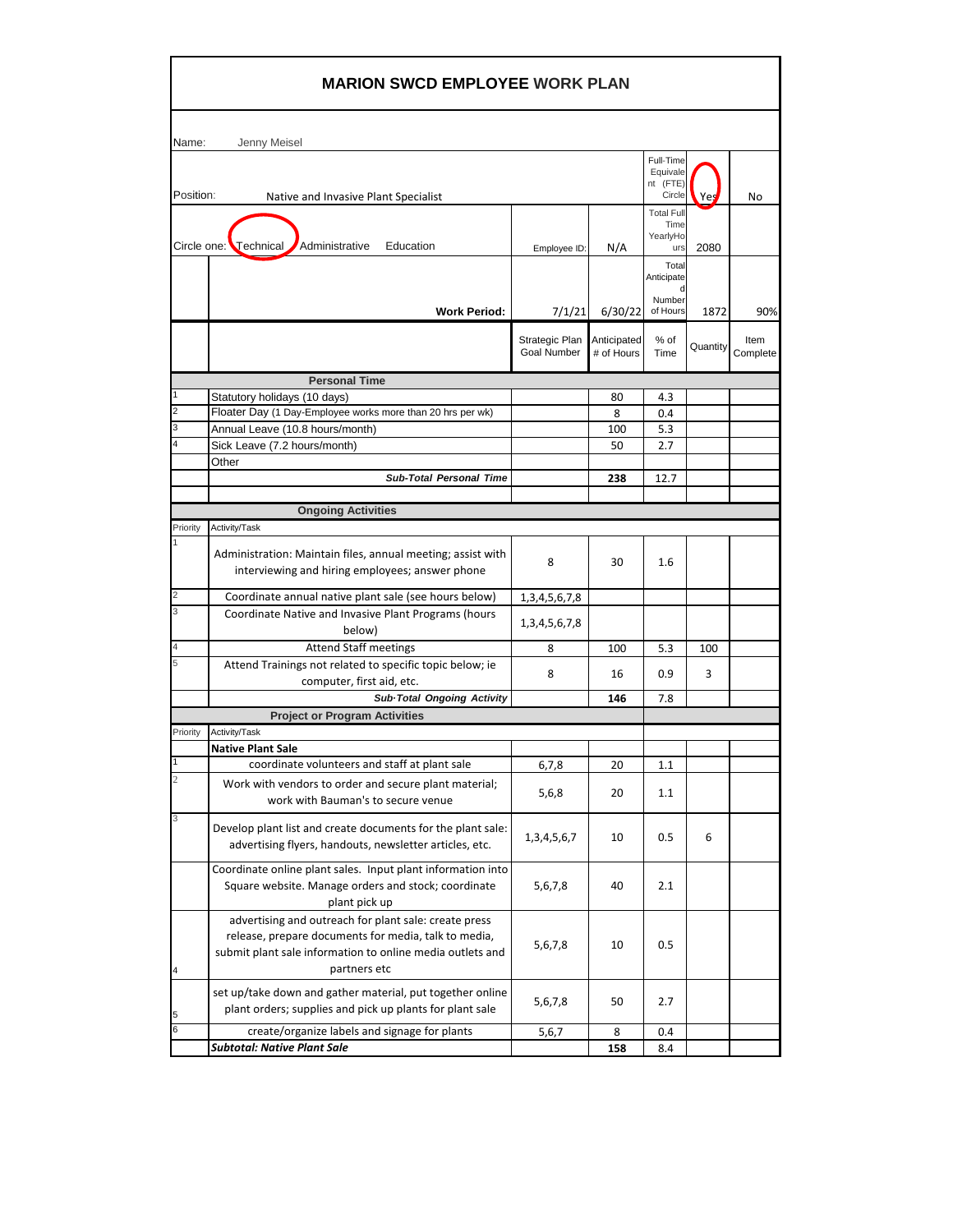# MARION SWCD EMPLOYEE WORK PLAN

Name: Jenny Meisel

| | | | | | | |
|---|---|---|---|---|---|---|
| Position: | Native and Invasive Plant Specialist | | | Full-Time Equivalent (FTE) Circle | Yes (circled) | No |
| Circle one: | Technical (circled) Administrative Education | Employee ID: | N/A | Total Full Time Yearly Hours | 2080 | |
| | **Work Period:** | 7/1/21 | 6/30/22 | Total Anticipated Number of Hours | 1872 | 90% |
| | | Strategic Plan Goal Number | Anticipated # of Hours | % of Time | Quantity | Item Complete |
| | **Personal Time** | | | | | |
| 1 | Statutory holidays (10 days) | | 80 | 4.3 | | |
| 2 | Floater Day (1 Day-Employee works more than 20 hrs per wk) | | 8 | 0.4 | | |
| 3 | Annual Leave (10.8 hours/month) | | 100 | 5.3 | | |
| 4 | Sick Leave (7.2 hours/month) | | 50 | 2.7 | | |
| | Other | | | | | |
| | ***Sub-Total Personal Time*** | | **238** | 12.7 | | |
| | | | | | | |
| | **Ongoing Activities** | | | | | |
| Priority | Activity/Task | | | | | |
| 1 | Administration: Maintain files, annual meeting; assist with interviewing and hiring employees; answer phone | 8 | 30 | 1.6 | | |
| 2 | Coordinate annual native plant sale (see hours below) | 1,3,4,5,6,7,8 | | | | |
| 3 | Coordinate Native and Invasive Plant Programs (hours below) | 1,3,4,5,6,7,8 | | | | |
| 4 | Attend Staff meetings | 8 | 100 | 5.3 | 100 | |
| 5 | Attend Trainings not related to specific topic below; ie computer, first aid, etc. | 8 | 16 | 0.9 | 3 | |
| | ***Sub-Total Ongoing Activity*** | | **146** | 7.8 | | |
| | **Project or Program Activities** | | | | | |
| Priority | Activity/Task | | | | | |
| | **Native Plant Sale** | | | | | |
| 1 | coordinate volunteers and staff at plant sale | 6,7,8 | 20 | 1.1 | | |
| 2 | Work with vendors to order and secure plant material; work with Bauman's to secure venue | 5,6,8 | 20 | 1.1 | | |
| 3 | Develop plant list and create documents for the plant sale: advertising flyers, handouts, newsletter articles, etc. | 1,3,4,5,6,7 | 10 | 0.5 | 6 | |
| | Coordinate online plant sales. Input plant information into Square website. Manage orders and stock; coordinate plant pick up | 5,6,7,8 | 40 | 2.1 | | |
| 4 | advertising and outreach for plant sale: create press release, prepare documents for media, talk to media, submit plant sale information to online media outlets and partners etc | 5,6,7,8 | 10 | 0.5 | | |
| 5 | set up/take down and gather material, put together online plant orders; supplies and pick up plants for plant sale | 5,6,7,8 | 50 | 2.7 | | |
| 6 | create/organize labels and signage for plants | 5,6,7 | 8 | 0.4 | | |
| | ***Subtotal: Native Plant Sale*** | | **158** | 8.4 | | |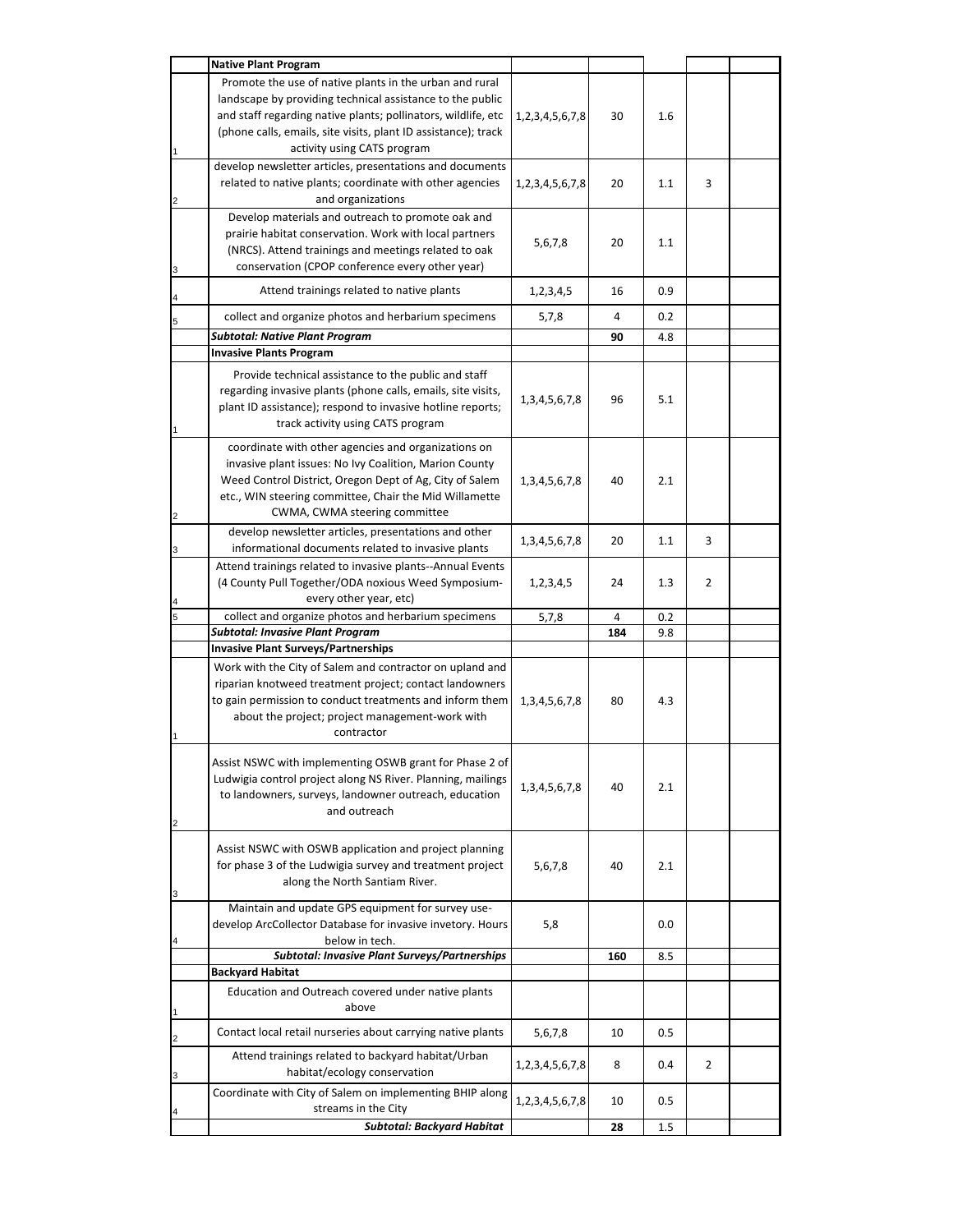| | Native Plant Program | | | | | |
|---|---|---|---|---|---|---|
| 1 | Promote the use of native plants in the urban and rural landscape by providing technical assistance to the public and staff regarding native plants; pollinators, wildlife, etc (phone calls, emails, site visits, plant ID assistance); track activity using CATS program | 1,2,3,4,5,6,7,8 | 30 | 1.6 | | |
| 2 | develop newsletter articles, presentations and documents related to native plants; coordinate with other agencies and organizations | 1,2,3,4,5,6,7,8 | 20 | 1.1 | 3 | |
| 3 | Develop materials and outreach to promote oak and prairie habitat conservation. Work with local partners (NRCS). Attend trainings and meetings related to oak conservation (CPOP conference every other year) | 5,6,7,8 | 20 | 1.1 | | |
| 4 | Attend trainings related to native plants | 1,2,3,4,5 | 16 | 0.9 | | |
| 5 | collect and organize photos and herbarium specimens | 5,7,8 | 4 | 0.2 | | |
| | ***Subtotal: Native Plant Program*** | | **90** | 4.8 | | |
| | **Invasive Plants Program** | | | | | |
| 1 | Provide technical assistance to the public and staff regarding invasive plants (phone calls, emails, site visits, plant ID assistance); respond to invasive hotline reports; track activity using CATS program | 1,3,4,5,6,7,8 | 96 | 5.1 | | |
| 2 | coordinate with other agencies and organizations on invasive plant issues: No Ivy Coalition, Marion County Weed Control District, Oregon Dept of Ag, City of Salem etc., WIN steering committee, Chair the Mid Willamette CWMA, CWMA steering committee | 1,3,4,5,6,7,8 | 40 | 2.1 | | |
| 3 | develop newsletter articles, presentations and other informational documents related to invasive plants | 1,3,4,5,6,7,8 | 20 | 1.1 | 3 | |
| 4 | Attend trainings related to invasive plants--Annual Events (4 County Pull Together/ODA noxious Weed Symposium-every other year, etc) | 1,2,3,4,5 | 24 | 1.3 | 2 | |
| 5 | collect and organize photos and herbarium specimens | 5,7,8 | 4 | 0.2 | | |
| | ***Subtotal: Invasive Plant Program*** | | **184** | 9.8 | | |
| | **Invasive Plant Surveys/Partnerships** | | | | | |
| 1 | Work with the City of Salem and contractor on upland and riparian knotweed treatment project; contact landowners to gain permission to conduct treatments and inform them about the project; project management-work with contractor | 1,3,4,5,6,7,8 | 80 | 4.3 | | |
| 2 | Assist NSWC with implementing OSWB grant for Phase 2 of Ludwigia control project along NS River. Planning, mailings to landowners, surveys, landowner outreach, education and outreach | 1,3,4,5,6,7,8 | 40 | 2.1 | | |
| 3 | Assist NSWC with OSWB application and project planning for phase 3 of the Ludwigia survey and treatment project along the North Santiam River. | 5,6,7,8 | 40 | 2.1 | | |
| 4 | Maintain and update GPS equipment for survey use-develop ArcCollector Database for invasive invetory. Hours below in tech. | 5,8 | | 0.0 | | |
| | ***Subtotal: Invasive Plant Surveys/Partnerships*** | | **160** | 8.5 | | |
| | **Backyard Habitat** | | | | | |
| 1 | Education and Outreach covered under native plants above | | | | | |
| 2 | Contact local retail nurseries about carrying native plants | 5,6,7,8 | 10 | 0.5 | | |
| 3 | Attend trainings related to backyard habitat/Urban habitat/ecology conservation | 1,2,3,4,5,6,7,8 | 8 | 0.4 | 2 | |
| 4 | Coordinate with City of Salem on implementing BHIP along streams in the City | 1,2,3,4,5,6,7,8 | 10 | 0.5 | | |
| | ***Subtotal: Backyard Habitat*** | | **28** | 1.5 | | |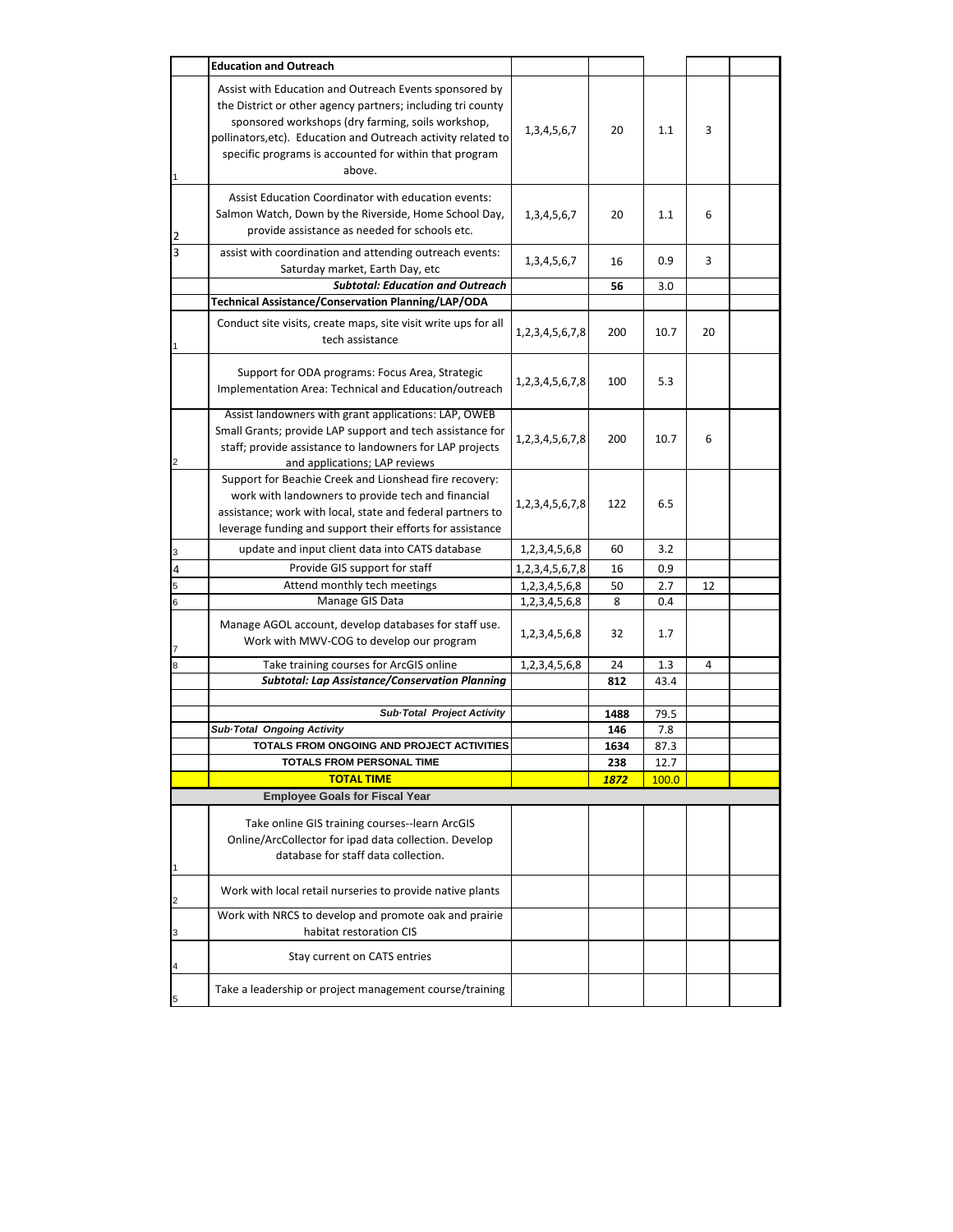| | Education and Outreach | | | | | |
|---|---|---|---|---|---|---|
| 1 | Assist with Education and Outreach Events sponsored by the District or other agency partners; including tri county sponsored workshops (dry farming, soils workshop, pollinators,etc). Education and Outreach activity related to specific programs is accounted for within that program above. | 1,3,4,5,6,7 | 20 | 1.1 | 3 | |
| 2 | Assist Education Coordinator with education events: Salmon Watch, Down by the Riverside, Home School Day, provide assistance as needed for schools etc. | 1,3,4,5,6,7 | 20 | 1.1 | 6 | |
| 3 | assist with coordination and attending outreach events: Saturday market, Earth Day, etc | 1,3,4,5,6,7 | 16 | 0.9 | 3 | |
| | ***Subtotal: Education and Outreach*** | | **56** | 3.0 | | |
| | **Technical Assistance/Conservation Planning/LAP/ODA** | | | | | |
| 1 | Conduct site visits, create maps, site visit write ups for all tech assistance | 1,2,3,4,5,6,7,8 | 200 | 10.7 | 20 | |
| | Support for ODA programs: Focus Area, Strategic Implementation Area: Technical and Education/outreach | 1,2,3,4,5,6,7,8 | 100 | 5.3 | | |
| 2 | Assist landowners with grant applications: LAP, OWEB Small Grants; provide LAP support and tech assistance for staff; provide assistance to landowners for LAP projects and applications; LAP reviews | 1,2,3,4,5,6,7,8 | 200 | 10.7 | 6 | |
| | Support for Beachie Creek and Lionshead fire recovery: work with landowners to provide tech and financial assistance; work with local, state and federal partners to leverage funding and support their efforts for assistance | 1,2,3,4,5,6,7,8 | 122 | 6.5 | | |
| 3 | update and input client data into CATS database | 1,2,3,4,5,6,8 | 60 | 3.2 | | |
| 4 | Provide GIS support for staff | 1,2,3,4,5,6,7,8 | 16 | 0.9 | | |
| 5 | Attend monthly tech meetings | 1,2,3,4,5,6,8 | 50 | 2.7 | 12 | |
| 6 | Manage GIS Data | 1,2,3,4,5,6,8 | 8 | 0.4 | | |
| 7 | Manage AGOL account, develop databases for staff use. Work with MWV-COG to develop our program | 1,2,3,4,5,6,8 | 32 | 1.7 | | |
| 8 | Take training courses for ArcGIS online | 1,2,3,4,5,6,8 | 24 | 1.3 | 4 | |
| | ***Subtotal: Lap Assistance/Conservation Planning*** | | **812** | 43.4 | | |
| | | | | | | |
| | ***Sub-Total Project Activity*** | | **1488** | 79.5 | | |
| | ***Sub-Total Ongoing Activity*** | | **146** | 7.8 | | |
| | **TOTALS FROM ONGOING AND PROJECT ACTIVITIES** | | **1634** | 87.3 | | |
| | **TOTALS FROM PERSONAL TIME** | | **238** | 12.7 | | |
| | **TOTAL TIME** | | ***1872*** | 100.0 | | |
| | **Employee Goals for Fiscal Year** | | | | | |
| 1 | Take online GIS training courses--learn ArcGIS Online/ArcCollector for ipad data collection. Develop database for staff data collection. | | | | | |
| 2 | Work with local retail nurseries to provide native plants | | | | | |
| 3 | Work with NRCS to develop and promote oak and prairie habitat restoration CIS | | | | | |
| 4 | Stay current on CATS entries | | | | | |
| 5 | Take a leadership or project management course/training | | | | | |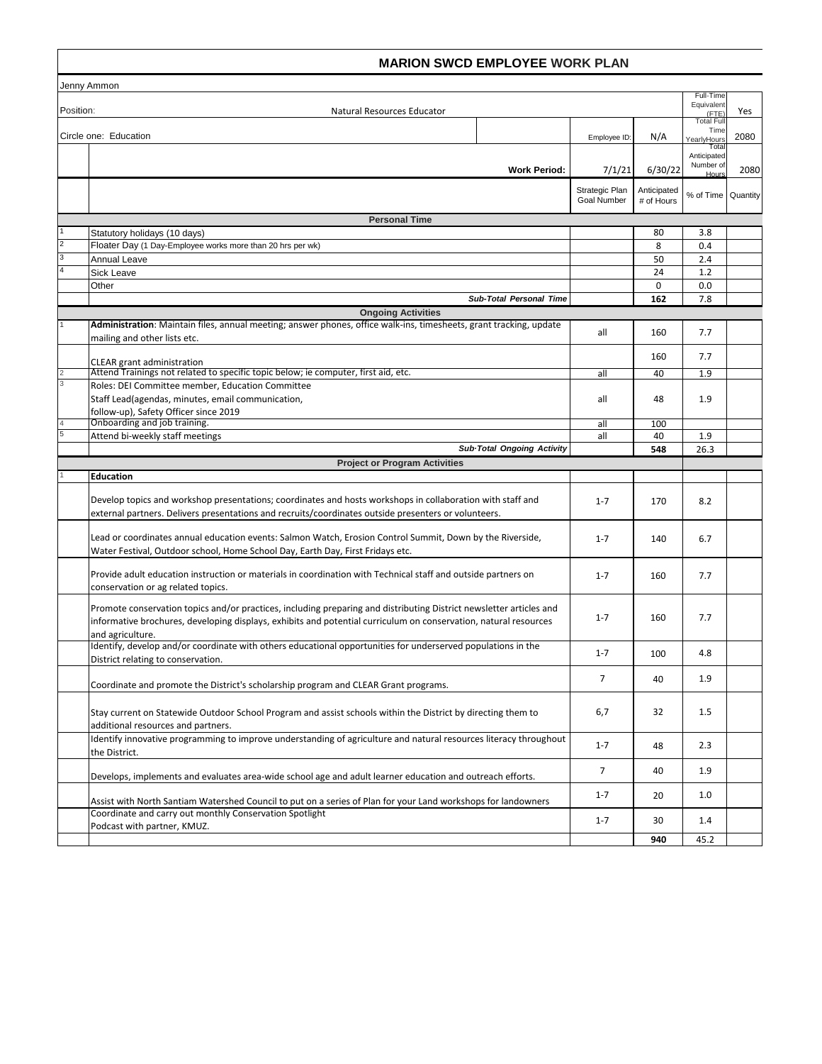# MARION SWCD EMPLOYEE WORK PLAN

Jenny Ammon

| | | | | | |
|---|---|---|---|---|---|
| Position: | Natural Resources Educator | | | Full-Time Equivalent (FTE) | Yes |
| Circle one: Education | | Employee ID: | N/A | Total Full Time YearlyHours | 2080 |
| | **Work Period:** | 7/1/21 | 6/30/22 | Total Anticipated Number of Hours | 2080 |

| # | | Strategic Plan Goal Number | Anticipated # of Hours | % of Time | Quantity |
|---|---|---|---|---|---|
| | **Personal Time** | | | | |
| 1 | Statutory holidays (10 days) | | 80 | 3.8 | |
| 2 | Floater Day (1 Day-Employee works more than 20 hrs per wk) | | 8 | 0.4 | |
| 3 | Annual Leave | | 50 | 2.4 | |
| 4 | Sick Leave | | 24 | 1.2 | |
| | Other | | 0 | 0.0 | |
| | ***Sub-Total Personal Time*** | | **162** | 7.8 | |
| | **Ongoing Activities** | | | | |
| 1 | **Administration**: Maintain files, annual meeting; answer phones, office walk-ins, timesheets, grant tracking, update mailing and other lists etc. | all | 160 | 7.7 | |
| | CLEAR grant administration | | 160 | 7.7 | |
| 2 | Attend Trainings not related to specific topic below; ie computer, first aid, etc. | all | 40 | 1.9 | |
| 3 | Roles: DEI Committee member, Education Committee Staff Lead(agendas, minutes, email communication, follow-up), Safety Officer since 2019 | all | 48 | 1.9 | |
| 4 | Onboarding and job training. | all | 100 | | |
| 5 | Attend bi-weekly staff meetings | all | 40 | 1.9 | |
| | ***Sub-Total Ongoing Activity*** | | **548** | 26.3 | |
| | **Project or Program Activities** | | | | |
| 1 | **Education** | | | | |
| | Develop topics and workshop presentations; coordinates and hosts workshops in collaboration with staff and external partners. Delivers presentations and recruits/coordinates outside presenters or volunteers. | 1-7 | 170 | 8.2 | |
| | Lead or coordinates annual education events: Salmon Watch, Erosion Control Summit, Down by the Riverside, Water Festival, Outdoor school, Home School Day, Earth Day, First Fridays etc. | 1-7 | 140 | 6.7 | |
| | Provide adult education instruction or materials in coordination with Technical staff and outside partners on conservation or ag related topics. | 1-7 | 160 | 7.7 | |
| | Promote conservation topics and/or practices, including preparing and distributing District newsletter articles and informative brochures, developing displays, exhibits and potential curriculum on conservation, natural resources and agriculture. | 1-7 | 160 | 7.7 | |
| | Identify, develop and/or coordinate with others educational opportunities for underserved populations in the District relating to conservation. | 1-7 | 100 | 4.8 | |
| | Coordinate and promote the District's scholarship program and CLEAR Grant programs. | 7 | 40 | 1.9 | |
| | Stay current on Statewide Outdoor School Program and assist schools within the District by directing them to additional resources and partners. | 6,7 | 32 | 1.5 | |
| | Identify innovative programming to improve understanding of agriculture and natural resources literacy throughout the District. | 1-7 | 48 | 2.3 | |
| | Develops, implements and evaluates area-wide school age and adult learner education and outreach efforts. | 7 | 40 | 1.9 | |
| | Assist with North Santiam Watershed Council to put on a series of Plan for your Land workshops for landowners | 1-7 | 20 | 1.0 | |
| | Coordinate and carry out monthly Conservation Spotlight Podcast with partner, KMUZ. | 1-7 | 30 | 1.4 | |
| | | | **940** | 45.2 | |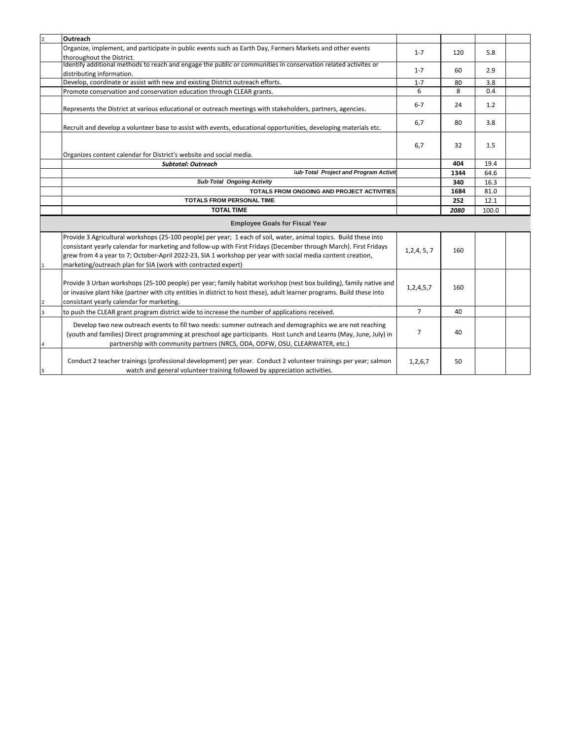| | | | | | |
|---|---|---|---|---|---|
| 2 | **Outreach** | | | | |
| | Organize, implement, and participate in public events such as Earth Day, Farmers Markets and other events thoroughout the District. | 1-7 | 120 | 5.8 | |
| | Identify additional methods to reach and engage the public or communities in conservation related activites or distributing information. | 1-7 | 60 | 2.9 | |
| | Develop, coordinate or assist with new and existing District outreach efforts. | 1-7 | 80 | 3.8 | |
| | Promote conservation and conservation education through CLEAR grants. | 6 | 8 | 0.4 | |
| | Represents the District at various educational or outreach meetings with stakeholders, partners, agencies. | 6-7 | 24 | 1.2 | |
| | Recruit and develop a volunteer base to assist with events, educational opportunities, developing materials etc. | 6,7 | 80 | 3.8 | |
| | Organizes content calendar for District's website and social media. | 6,7 | 32 | 1.5 | |
| | ***Subtotal: Outreach*** | | **404** | 19.4 | |
| | ***Sub-Total Project and Program Activit*** | | **1344** | 64.6 | |
| | ***Sub-Total Ongoing Activity*** | | **340** | 16.3 | |
| | **TOTALS FROM ONGOING AND PROJECT ACTIVITIES** | | **1684** | 81.0 | |
| | **TOTALS FROM PERSONAL TIME** | | **252** | 12.1 | |
| | **TOTAL TIME** | | ***2080*** | 100.0 | |
| | **Employee Goals for Fiscal Year** | | | | |
| 1 | Provide 3 Agricultural workshops (25-100 people) per year; 1 each of soil, water, animal topics. Build these into consistant yearly calendar for marketing and follow-up with First Fridays (December through March). First Fridays grew from 4 a year to 7; October-April 2022-23, SIA 1 workshop per year with social media content creation, marketing/outreach plan for SIA (work with contracted expert) | 1,2,4, 5, 7 | 160 | | |
| 2 | Provide 3 Urban workshops (25-100 people) per year; family habitat workshop (nest box building), family native and or invasive plant hike (partner with city entities in district to host these), adult learner programs. Build these into consistant yearly calendar for marketing. | 1,2,4,5,7 | 160 | | |
| 3 | to push the CLEAR grant program district wide to increase the number of applications received. | 7 | 40 | | |
| 4 | Develop two new outreach events to fill two needs: summer outreach and demographics we are not reaching (youth and families) Direct programming at preschool age participants. Host Lunch and Learns (May, June, July) in partnership with community partners (NRCS, ODA, ODFW, OSU, CLEARWATER, etc.) | 7 | 40 | | |
| 5 | Conduct 2 teacher trainings (professional development) per year. Conduct 2 volunteer trainings per year; salmon watch and general volunteer training followed by appreciation activities. | 1,2,6,7 | 50 | | |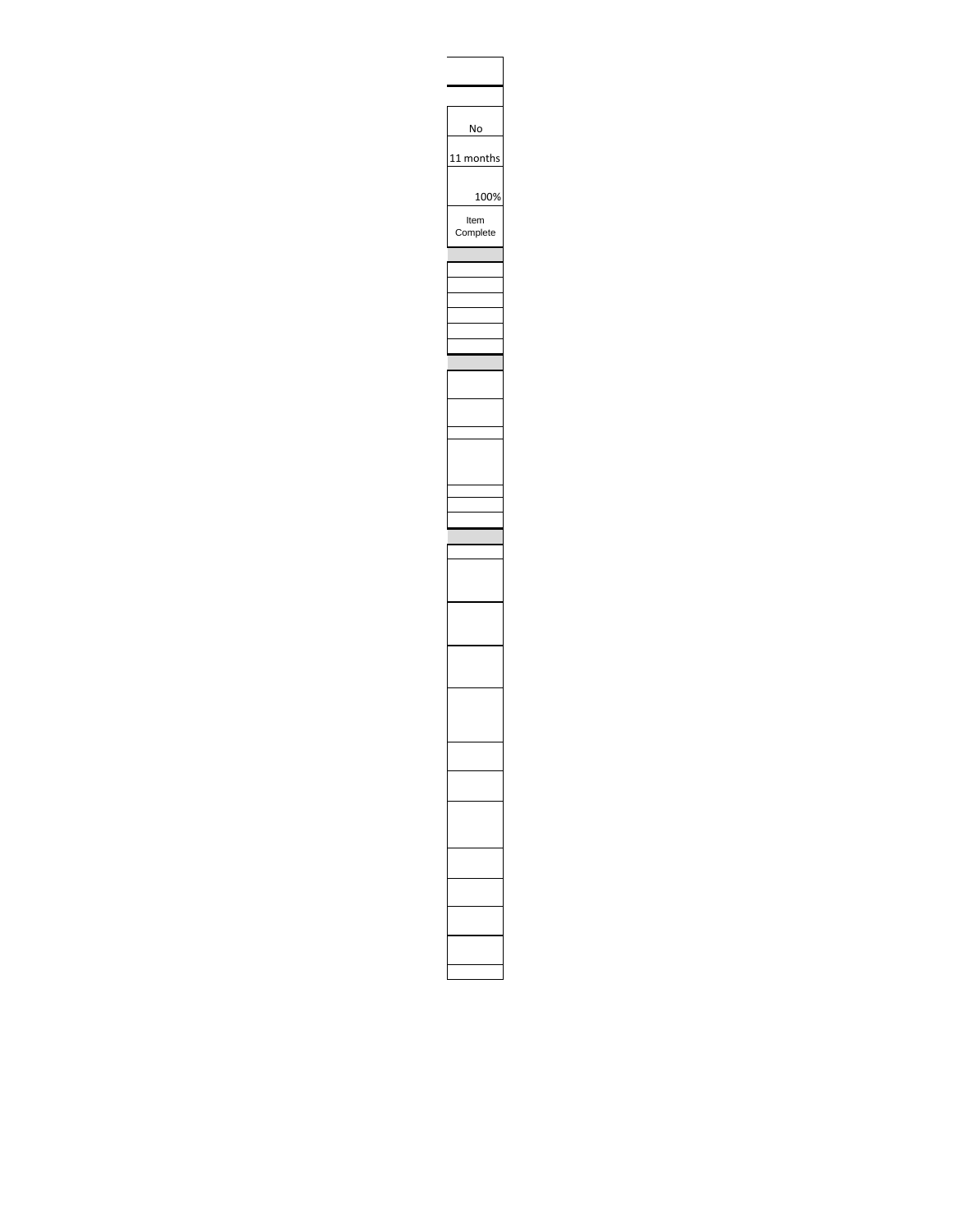| |
|---|
| |
| No |
| 11 months |
| 100% |
| Item Complete |
| |
| |
| |
| |
| |
| |
| |
| |
| |
| |
| |
| |
| |
| |
| |
| |
| |
| |
| |
| |
| |
| |
| |
| |
| |
| |
| |
| |
| |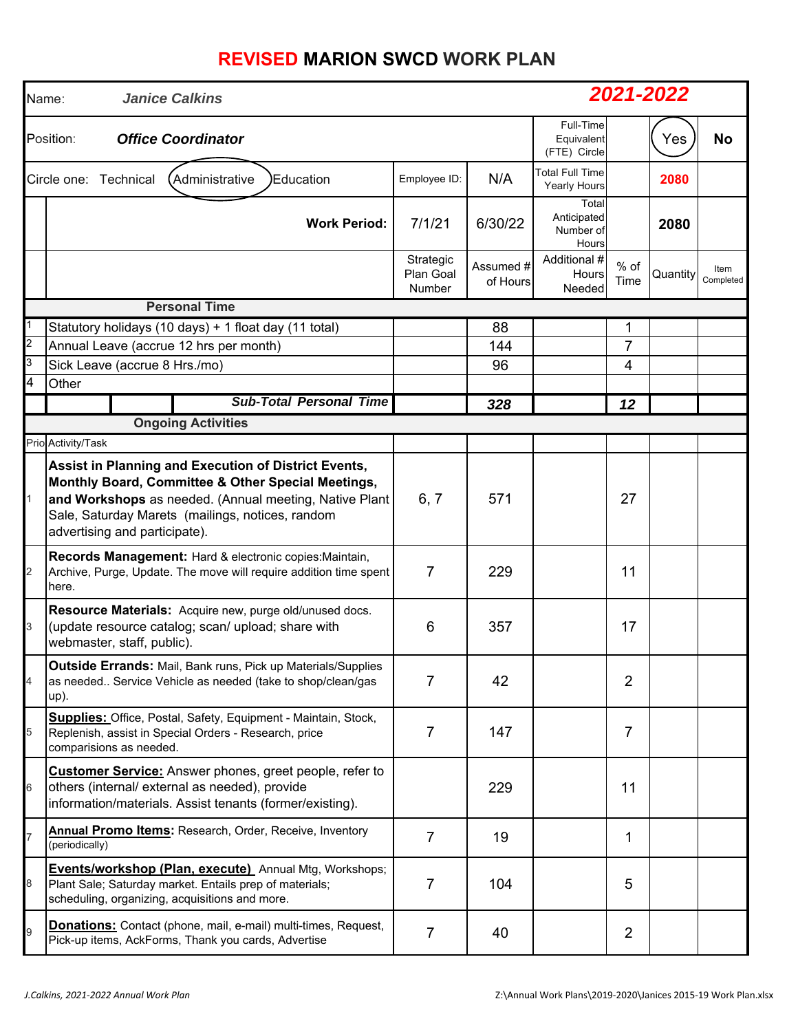# REVISED MARION SWCD WORK PLAN

| Name: | *Janice Calkins* | | | | *2021-2022* | | |
|---|---|---|---|---|---|---|---|
| Position: | ***Office Coordinator*** | | | Full-Time Equivalent (FTE) Circle | | (Yes) | No |
| Circle one: Technical (Administrative) Education | | Employee ID: | N/A | Total Full Time Yearly Hours | | 2080 | |
| | **Work Period:** | 7/1/21 | 6/30/22 | Total Anticipated Number of Hours | | 2080 | |
| | | Strategic Plan Goal Number | Assumed # of Hours | Additional # Hours Needed | % of Time | Quantity | Item Completed |
| | **Personal Time** | | | | | | |
| 1 | Statutory holidays (10 days) + 1 float day (11 total) | | 88 | | 1 | | |
| 2 | Annual Leave (accrue 12 hrs per month) | | 144 | | 7 | | |
| 3 | Sick Leave (accrue 8 Hrs./mo) | | 96 | | 4 | | |
| 4 | Other | | | | | | |
| | ***Sub-Total Personal Time*** | | ***328*** | | ***12*** | | |
| | **Ongoing Activities** | | | | | | |
| Prio | Activity/Task | | | | | | |
| 1 | **Assist in Planning and Execution of District Events, Monthly Board, Committee & Other Special Meetings, and Workshops** as needed. (Annual meeting, Native Plant Sale, Saturday Marets (mailings, notices, random advertising and participate). | 6, 7 | 571 | | 27 | | |
| 2 | **Records Management:** Hard & electronic copies:Maintain, Archive, Purge, Update. The move will require addition time spent here. | 7 | 229 | | 11 | | |
| 3 | **Resource Materials:** Acquire new, purge old/unused docs. (update resource catalog; scan/ upload; share with webmaster, staff, public). | 6 | 357 | | 17 | | |
| 4 | **Outside Errands:** Mail, Bank runs, Pick up Materials/Supplies as needed.. Service Vehicle as needed (take to shop/clean/gas up). | 7 | 42 | | 2 | | |
| 5 | **Supplies:** Office, Postal, Safety, Equipment - Maintain, Stock, Replenish, assist in Special Orders - Research, price comparisions as needed. | 7 | 147 | | 7 | | |
| 6 | **Customer Service:** Answer phones, greet people, refer to others (internal/ external as needed), provide information/materials. Assist tenants (former/existing). | | 229 | | 11 | | |
| 7 | **Annual Promo Items:** Research, Order, Receive, Inventory (periodically) | 7 | 19 | | 1 | | |
| 8 | **Events/workshop (Plan, execute)** Annual Mtg, Workshops; Plant Sale; Saturday market. Entails prep of materials; scheduling, organizing, acquisitions and more. | 7 | 104 | | 5 | | |
| 9 | **Donations:** Contact (phone, mail, e-mail) multi-times, Request, Pick-up items, AckForms, Thank you cards, Advertise | 7 | 40 | | 2 | | |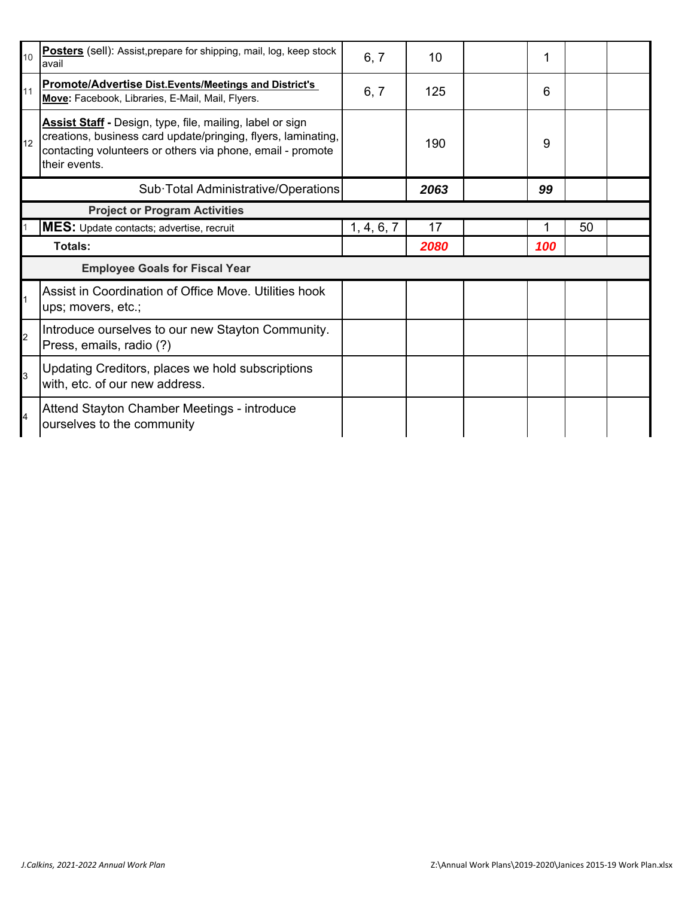| # | Activity | | | | | | |
|---|---|---|---|---|---|---|---|
| 10 | **Posters** (sell): Assist,prepare for shipping, mail, log, keep stock avail | 6, 7 | 10 | | 1 | | |
| 11 | **Promote/Advertise Dist.Events/Meetings and District's Move:** Facebook, Libraries, E-Mail, Mail, Flyers. | 6, 7 | 125 | | 6 | | |
| 12 | **Assist Staff -** Design, type, file, mailing, label or sign creations, business card update/pringing, flyers, laminating, contacting volunteers or others via phone, email - promote their events. | | 190 | | 9 | | |
| | Sub·Total Administrative/Operations | | ***2063*** | | ***99*** | | |
| | **Project or Program Activities** | | | | | | |
| 1 | **MES:** Update contacts; advertise, recruit | 1, 4, 6, 7 | 17 | | 1 | 50 | |
| | **Totals:** | | ***2080*** | | ***100*** | | |
| | **Employee Goals for Fiscal Year** | | | | | | |
| 1 | Assist in Coordination of Office Move. Utilities hook ups; movers, etc.; | | | | | | |
| 2 | Introduce ourselves to our new Stayton Community. Press, emails, radio (?) | | | | | | |
| 3 | Updating Creditors, places we hold subscriptions with, etc. of our new address. | | | | | | |
| 4 | Attend Stayton Chamber Meetings - introduce ourselves to the community | | | | | | |

*J.Calkins, 2021-2022 Annual Work Plan*

Z:\Annual Work Plans\2019-2020\Janices 2015-19 Work Plan.xlsx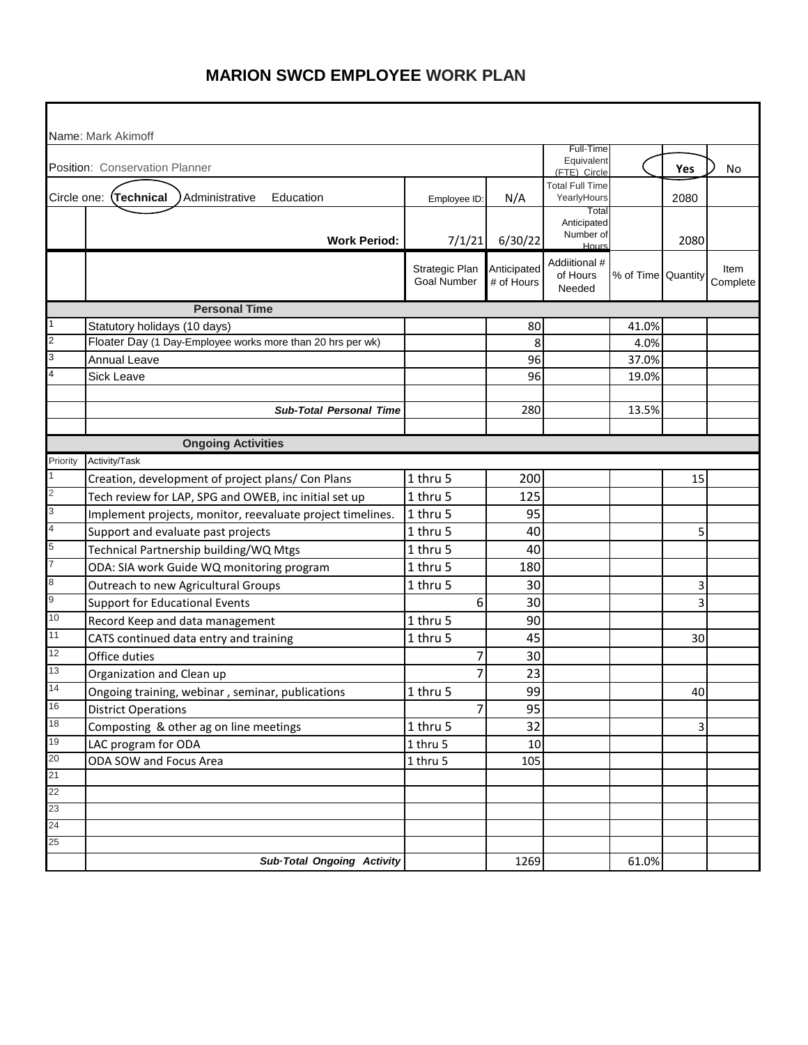# MARION SWCD EMPLOYEE WORK PLAN

| | | | | | | | |
|---|---|---|---|---|---|---|---|
| | Name: Mark Akimoff | | | | | | |
| | Position: Conservation Planner | | | Full-Time Equivalent (FTE) Circle | | **Yes** (circled) | No |
| | Circle one: **Technical** (circled) Administrative Education | Employee ID: | N/A | Total Full Time YearlyHours | | 2080 | |
| | **Work Period:** | 7/1/21 | 6/30/22 | Total Anticipated Number of Hours | | 2080 | |
| | | Strategic Plan Goal Number | Anticipated # of Hours | Addiitional # of Hours Needed | % of Time | Quantity | Item Complete |
| | **Personal Time** | | | | | | |
| 1 | Statutory holidays (10 days) | | 80 | | 41.0% | | |
| 2 | Floater Day (1 Day-Employee works more than 20 hrs per wk) | | 8 | | 4.0% | | |
| 3 | Annual Leave | | 96 | | 37.0% | | |
| 4 | Sick Leave | | 96 | | 19.0% | | |
| | | | | | | | |
| | ***Sub-Total Personal Time*** | | 280 | | 13.5% | | |
| | | | | | | | |
| | **Ongoing Activities** | | | | | | |
| Priority | Activity/Task | | | | | | |
| 1 | Creation, development of project plans/ Con Plans | 1 thru 5 | 200 | | | 15 | |
| 2 | Tech review for LAP, SPG and OWEB, inc initial set up | 1 thru 5 | 125 | | | | |
| 3 | Implement projects, monitor, reevaluate project timelines. | 1 thru 5 | 95 | | | | |
| 4 | Support and evaluate past projects | 1 thru 5 | 40 | | | 5 | |
| 5 | Technical Partnership building/WQ Mtgs | 1 thru 5 | 40 | | | | |
| 7 | ODA: SIA work Guide WQ monitoring program | 1 thru 5 | 180 | | | | |
| 8 | Outreach to new Agricultural Groups | 1 thru 5 | 30 | | | 3 | |
| 9 | Support for Educational Events | 6 | 30 | | | 3 | |
| 10 | Record Keep and data management | 1 thru 5 | 90 | | | | |
| 11 | CATS continued data entry and training | 1 thru 5 | 45 | | | 30 | |
| 12 | Office duties | 7 | 30 | | | | |
| 13 | Organization and Clean up | 7 | 23 | | | | |
| 14 | Ongoing training, webinar , seminar, publications | 1 thru 5 | 99 | | | 40 | |
| 16 | District Operations | 7 | 95 | | | | |
| 18 | Composting & other ag on line meetings | 1 thru 5 | 32 | | | 3 | |
| 19 | LAC program for ODA | 1 thru 5 | 10 | | | | |
| 20 | ODA SOW and Focus Area | 1 thru 5 | 105 | | | | |
| 21 | | | | | | | |
| 22 | | | | | | | |
| 23 | | | | | | | |
| 24 | | | | | | | |
| 25 | | | | | | | |
| | ***Sub·Total Ongoing Activity*** | | 1269 | | 61.0% | | |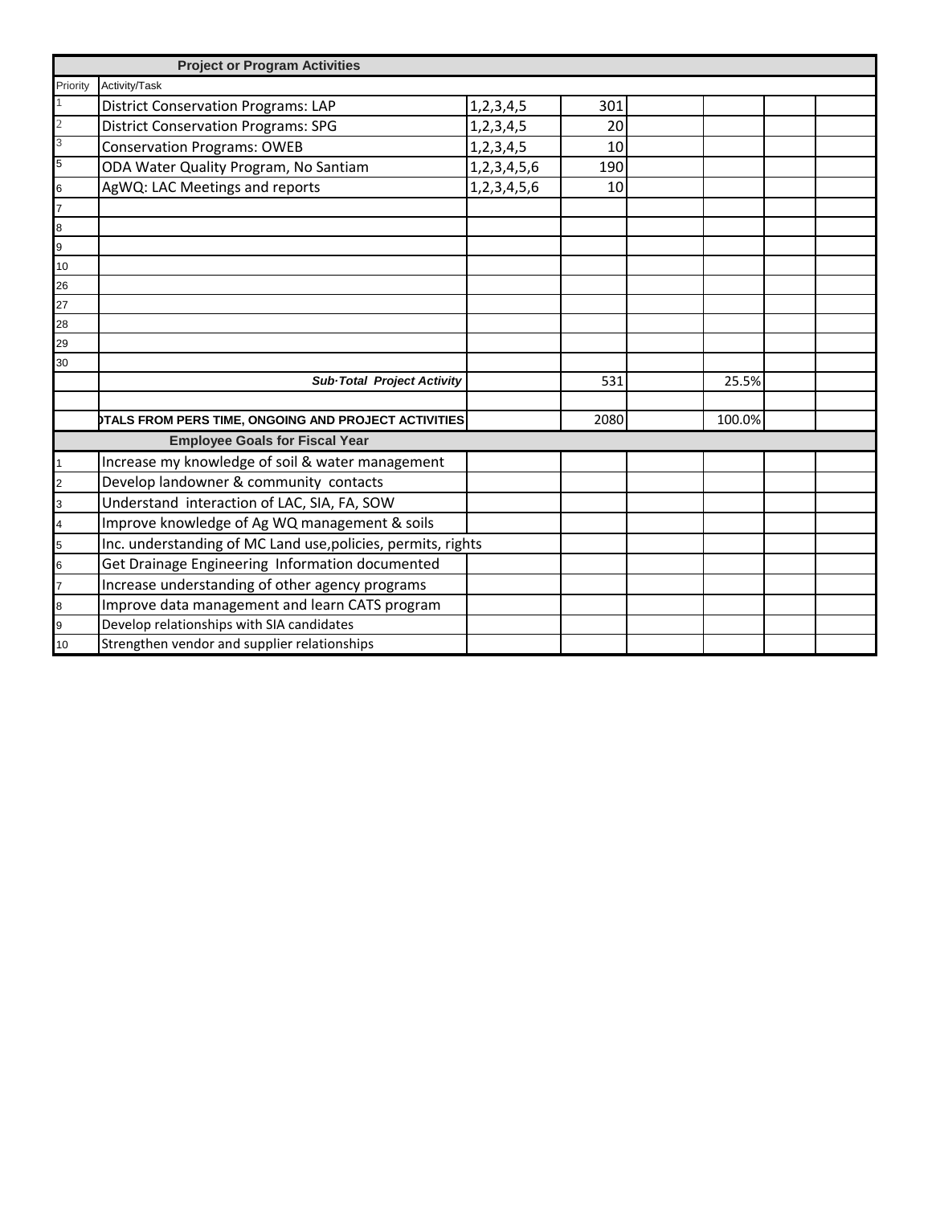| Project or Program Activities | | | | | | | |
|---|---|---|---|---|---|---|---|
| Priority | Activity/Task | | | | | | |
| 1 | District Conservation Programs: LAP | 1,2,3,4,5 | 301 | | | | |
| 2 | District Conservation Programs: SPG | 1,2,3,4,5 | 20 | | | | |
| 3 | Conservation Programs: OWEB | 1,2,3,4,5 | 10 | | | | |
| 5 | ODA Water Quality Program, No Santiam | 1,2,3,4,5,6 | 190 | | | | |
| 6 | AgWQ: LAC Meetings and reports | 1,2,3,4,5,6 | 10 | | | | |
| 7 | | | | | | | |
| 8 | | | | | | | |
| 9 | | | | | | | |
| 10 | | | | | | | |
| 26 | | | | | | | |
| 27 | | | | | | | |
| 28 | | | | | | | |
| 29 | | | | | | | |
| 30 | | | | | | | |
| | ***Sub·Total Project Activity*** | | 531 | | 25.5% | | |
| | | | | | | | |
| | **TOTALS FROM PERS TIME, ONGOING AND PROJECT ACTIVITIES** | | 2080 | | 100.0% | | |
| **Employee Goals for Fiscal Year** | | | | | | | |
| 1 | Increase my knowledge of soil & water management | | | | | | |
| 2 | Develop landowner & community contacts | | | | | | |
| 3 | Understand interaction of LAC, SIA, FA, SOW | | | | | | |
| 4 | Improve knowledge of Ag WQ management & soils | | | | | | |
| 5 | Inc. understanding of MC Land use,policies, permits, rights | | | | | | |
| 6 | Get Drainage Engineering Information documented | | | | | | |
| 7 | Increase understanding of other agency programs | | | | | | |
| 8 | Improve data management and learn CATS program | | | | | | |
| 9 | Develop relationships with SIA candidates | | | | | | |
| 10 | Strengthen vendor and supplier relationships | | | | | | |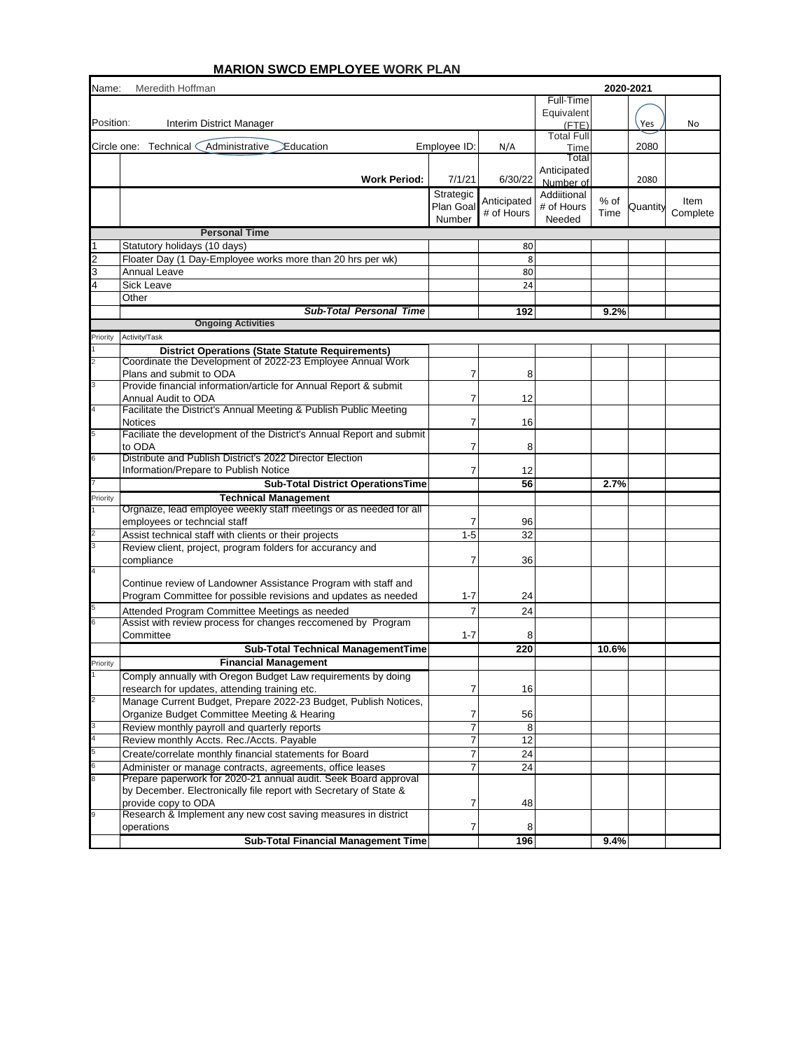# MARION SWCD EMPLOYEE WORK PLAN

| Name: Meredith Hoffman | | | | | 2020-2021 | | |
|---|---|---|---|---|---|---|---|
| Position: Interim District Manager | | | | Full-Time Equivalent (FTE) | | Yes (circled) | No |
| Circle one: Technical Administrative (circled) Education | | Employee ID: | N/A | Total Full Time | | 2080 | |
| | **Work Period:** | 7/1/21 | 6/30/22 | Total Anticipated Number of | | 2080 | |
| | | Strategic Plan Goal Number | Anticipated # of Hours | Addiitional # of Hours Needed | % of Time | Quantity | Item Complete |
| | **Personal Time** | | | | | | |
| 1 | Statutory holidays (10 days) | | 80 | | | | |
| 2 | Floater Day (1 Day-Employee works more than 20 hrs per wk) | | 8 | | | | |
| 3 | Annual Leave | | 80 | | | | |
| 4 | Sick Leave | | 24 | | | | |
| | Other | | | | | | |
| | ***Sub-Total Personal Time*** | | **192** | | **9.2%** | | |
| | **Ongoing Activities** | | | | | | |
| Priority | Activity/Task | | | | | | |
| 1 | **District Operations (State Statute Requirements)** | | | | | | |
| 2 | Coordinate the Development of 2022-23 Employee Annual Work Plans and submit to ODA | 7 | 8 | | | | |
| 3 | Provide financial information/article for Annual Report & submit Annual Audit to ODA | 7 | 12 | | | | |
| 4 | Facilitate the District's Annual Meeting & Publish Public Meeting Notices | 7 | 16 | | | | |
| 5 | Faciliate the development of the District's Annual Report and submit to ODA | 7 | 8 | | | | |
| 6 | Distribute and Publish District's 2022 Director Election Information/Prepare to Publish Notice | 7 | 12 | | | | |
| 7 | **Sub-Total District OperationsTime** | | **56** | | **2.7%** | | |
| Priority | **Technical Management** | | | | | | |
| 1 | Orgnaize, lead employee weekly staff meetings or as needed for all employees or techncial staff | 7 | 96 | | | | |
| 2 | Assist technical staff with clients or their projects | 1-5 | 32 | | | | |
| 3 | Review client, project, program folders for accurancy and compliance | 7 | 36 | | | | |
| 4 | Continue review of Landowner Assistance Program with staff and Program Committee for possible revisions and updates as needed | 1-7 | 24 | | | | |
| 5 | Attended Program Committee Meetings as needed | 7 | 24 | | | | |
| 6 | Assist with review process for changes reccomened by Program Committee | 1-7 | 8 | | | | |
| | **Sub-Total Technical ManagementTime** | | **220** | | **10.6%** | | |
| Priority | **Financial Management** | | | | | | |
| 1 | Comply annually with Oregon Budget Law requirements by doing research for updates, attending training etc. | 7 | 16 | | | | |
| 2 | Manage Current Budget, Prepare 2022-23 Budget, Publish Notices, Organize Budget Committee Meeting & Hearing | 7 | 56 | | | | |
| 3 | Review monthly payroll and quarterly reports | 7 | 8 | | | | |
| 4 | Review monthly Accts. Rec./Accts. Payable | 7 | 12 | | | | |
| 5 | Create/correlate monthly financial statements for Board | 7 | 24 | | | | |
| 6 | Administer or manage contracts, agreements, office leases | 7 | 24 | | | | |
| 8 | Prepare paperwork for 2020-21 annual audit. Seek Board approval by December. Electronically file report with Secretary of State & provide copy to ODA | 7 | 48 | | | | |
| 9 | Research & Implement any new cost saving measures in district operations | 7 | 8 | | | | |
| | **Sub-Total Financial Management Time** | | **196** | | **9.4%** | | |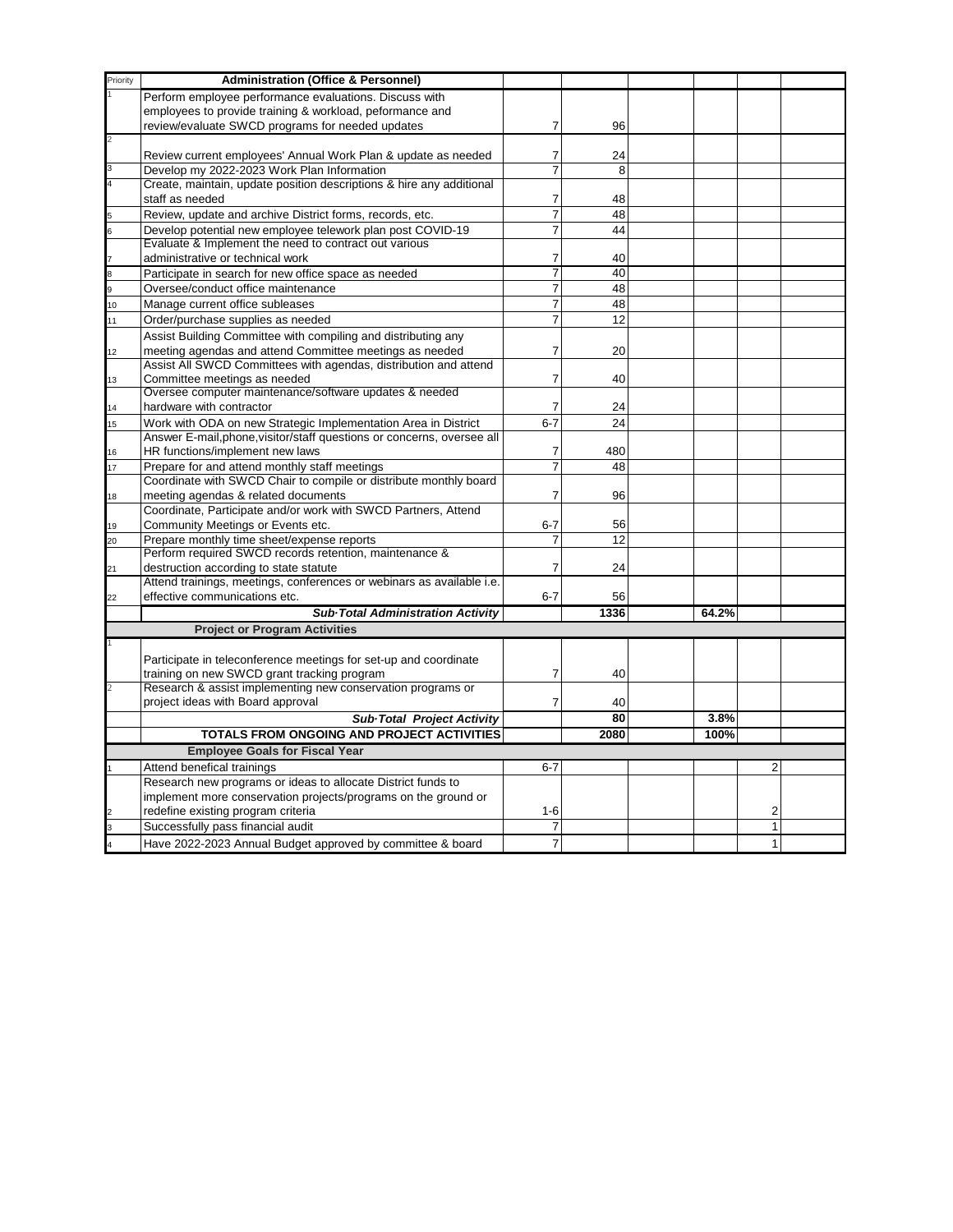| Priority | Administration (Office & Personnel) | | | | | | |
|---|---|---|---|---|---|---|---|
| 1 | Perform employee performance evaluations. Discuss with employees to provide training & workload, peformance and review/evaluate SWCD programs for needed updates | 7 | 96 | | | | |
| 2 | Review current employees' Annual Work Plan & update as needed | 7 | 24 | | | | |
| 3 | Develop my 2022-2023 Work Plan Information | 7 | 8 | | | | |
| 4 | Create, maintain, update position descriptions & hire any additional staff as needed | 7 | 48 | | | | |
| 5 | Review, update and archive District forms, records, etc. | 7 | 48 | | | | |
| 6 | Develop potential new employee telework plan post COVID-19 | 7 | 44 | | | | |
| 7 | Evaluate & Implement the need to contract out various administrative or technical work | 7 | 40 | | | | |
| 8 | Participate in search for new office space as needed | 7 | 40 | | | | |
| 9 | Oversee/conduct office maintenance | 7 | 48 | | | | |
| 10 | Manage current office subleases | 7 | 48 | | | | |
| 11 | Order/purchase supplies as needed | 7 | 12 | | | | |
| 12 | Assist Building Committee with compiling and distributing any meeting agendas and attend Committee meetings as needed | 7 | 20 | | | | |
| 13 | Assist All SWCD Committees with agendas, distribution and attend Committee meetings as needed | 7 | 40 | | | | |
| 14 | Oversee computer maintenance/software updates & needed hardware with contractor | 7 | 24 | | | | |
| 15 | Work with ODA on new Strategic Implementation Area in District | 6-7 | 24 | | | | |
| 16 | Answer E-mail,phone,visitor/staff questions or concerns, oversee all HR functions/implement new laws | 7 | 480 | | | | |
| 17 | Prepare for and attend monthly staff meetings | 7 | 48 | | | | |
| 18 | Coordinate with SWCD Chair to compile or distribute monthly board meeting agendas & related documents | 7 | 96 | | | | |
| 19 | Coordinate, Participate and/or work with SWCD Partners, Attend Community Meetings or Events etc. | 6-7 | 56 | | | | |
| 20 | Prepare monthly time sheet/expense reports | 7 | 12 | | | | |
| 21 | Perform required SWCD records retention, maintenance & destruction according to state statute | 7 | 24 | | | | |
| 22 | Attend trainings, meetings, conferences or webinars as available i.e. effective communications etc. | 6-7 | 56 | | | | |
| | ***Sub·Total Administration Activity*** | | **1336** | | **64.2%** | | |
| | **Project or Program Activities** | | | | | | |
| 1 | Participate in teleconference meetings for set-up and coordinate training on new SWCD grant tracking program | 7 | 40 | | | | |
| 2 | Research & assist implementing new conservation programs or project ideas with Board approval | 7 | 40 | | | | |
| | ***Sub·Total Project Activity*** | | **80** | | **3.8%** | | |
| | **TOTALS FROM ONGOING AND PROJECT ACTIVITIES** | | **2080** | | **100%** | | |
| | **Employee Goals for Fiscal Year** | | | | | | |
| 1 | Attend benefical trainings | 6-7 | | | | 2 | |
| 2 | Research new programs or ideas to allocate District funds to implement more conservation projects/programs on the ground or redefine existing program criteria | 1-6 | | | | 2 | |
| 3 | Successfully pass financial audit | 7 | | | | 1 | |
| 4 | Have 2022-2023 Annual Budget approved by committee & board | 7 | | | | 1 | |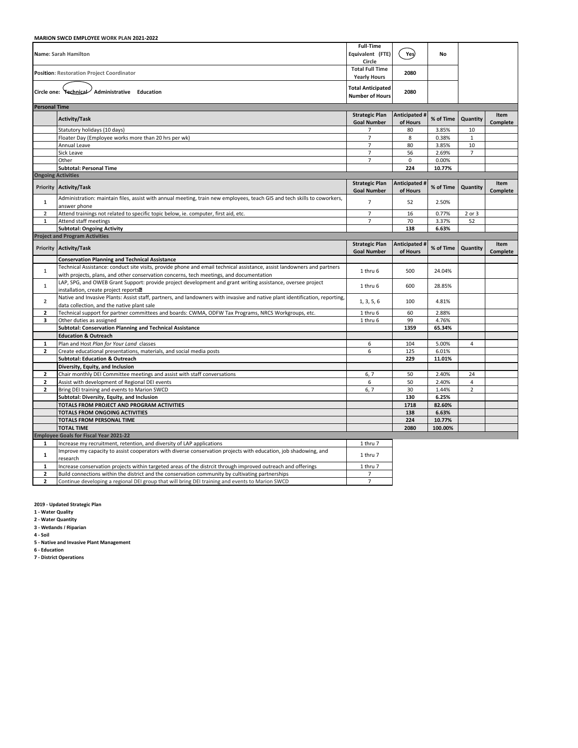**MARION SWCD EMPLOYEE WORK PLAN 2021-2022**

| | | | | | | |
|---|---|---|---|---|---|---|
| **Name**: Sarah Hamilton | | **Full-Time Equivalent (FTE) Circle** | Yes (circled) | No | | |
| **Position**: Restoration Project Coordinator | | **Total Full Time Yearly Hours** | 2080 | | | |
| **Circle one:** Technical (circled) Administrative Education | | **Total Anticipated Number of Hours** | 2080 | | | |

**Personal Time**

| | Activity/Task | Strategic Plan Goal Number | Anticipated # of Hours | % of Time | Quantity | Item Complete |
|---|---|---|---|---|---|---|
| | Statutory holidays (10 days) | 7 | 80 | 3.85% | 10 | |
| | Floater Day (Employee works more than 20 hrs per wk) | 7 | 8 | 0.38% | 1 | |
| | Annual Leave | 7 | 80 | 3.85% | 10 | |
| | Sick Leave | 7 | 56 | 2.69% | 7 | |
| | Other | 7 | 0 | 0.00% | | |
| | **Subtotal: Personal Time** | | **224** | **10.77%** | | |

**Ongoing Activities**

| Priority | Activity/Task | Strategic Plan Goal Number | Anticipated # of Hours | % of Time | Quantity | Item Complete |
|---|---|---|---|---|---|---|
| 1 | Administration: maintain files, assist with annual meeting, train new employees, teach GIS and tech skills to coworkers, answer phone | 7 | 52 | 2.50% | | |
| 2 | Attend trainings not related to specific topic below, ie. computer, first aid, etc. | 7 | 16 | 0.77% | 2 or 3 | |
| 1 | Attend staff meetings | 7 | 70 | 3.37% | 52 | |
| | **Subtotal: Ongoing Activity** | | **138** | **6.63%** | | |

**Project and Program Activities**

| Priority | Activity/Task | Strategic Plan Goal Number | Anticipated # of Hours | % of Time | Quantity | Item Complete |
|---|---|---|---|---|---|---|
| | **Conservation Planning and Technical Assistance** | | | | | |
| 1 | Technical Assistance: conduct site visits, provide phone and email technical assistance, assist landowners and partners with projects, plans, and other conservation concerns, tech meetings, and documentation | 1 thru 6 | 500 | 24.04% | | |
| 1 | LAP, SPG, and OWEB Grant Support: provide project development and grant writing assistance, oversee project installation, create project reports | 1 thru 6 | 600 | 28.85% | | |
| 2 | Native and Invasive Plants: Assist staff, partners, and landowners with invasive and native plant identification, reporting, data collection, and the native plant sale | 1, 3, 5, 6 | 100 | 4.81% | | |
| 2 | Technical support for partner committees and boards: CWMA, ODFW Tax Programs, NRCS Workgroups, etc. | 1 thru 6 | 60 | 2.88% | | |
| 3 | Other duties as assigned | 1 thru 6 | 99 | 4.76% | | |
| | **Subtotal: Conservation Planning and Technical Assistance** | | **1359** | **65.34%** | | |
| | **Education & Outreach** | | | | | |
| 1 | Plan and Host *Plan for Your Land* classes | 6 | 104 | 5.00% | 4 | |
| 2 | Create educational presentations, materials, and social media posts | 6 | 125 | 6.01% | | |
| | **Subtotal: Education & Outreach** | | **229** | **11.01%** | | |
| | **Diversity, Equity, and Inclusion** | | | | | |
| 2 | Chair monthly DEI Committee meetings and assist with staff conversations | 6, 7 | 50 | 2.40% | 24 | |
| 2 | Assist with development of Regional DEI events | 6 | 50 | 2.40% | 4 | |
| 2 | Bring DEI training and events to Marion SWCD | 6, 7 | 30 | 1.44% | 2 | |
| | **Subtotal: Diversity, Equity, and Inclusion** | | **130** | **6.25%** | | |
| | **TOTALS FROM PROJECT AND PROGRAM ACTIVITIES** | | **1718** | **82.60%** | | |
| | **TOTALS FROM ONGOING ACTIVITIES** | | **138** | **6.63%** | | |
| | **TOTALS FROM PERSONAL TIME** | | **224** | **10.77%** | | |
| | **TOTAL TIME** | | **2080** | **100.00%** | | |

**Employee Goals for Fiscal Year 2021-22**

| Priority | Goal | Strategic Plan Goal Number |
|---|---|---|
| 1 | Increase my recruitment, retention, and diversity of LAP applications | 1 thru 7 |
| 1 | Improve my capacity to assist cooperators with diverse conservation projects with education, job shadowing, and research | 1 thru 7 |
| 1 | Increase conservation projects within targeted areas of the distrcit through improved outreach and offerings | 1 thru 7 |
| 2 | Build connections within the district and the conservation community by cultivating partnerships | 7 |
| 2 | Continue developing a regional DEI group that will bring DEI training and events to Marion SWCD | 7 |

**2019 - Updated Strategic Plan**
**1 - Water Quality**
**2 - Water Quantity**
**3 - Wetlands / Riparian**
**4 - Soil**
**5 - Native and Invasive Plant Management**
**6 - Education**
**7 - District Operations**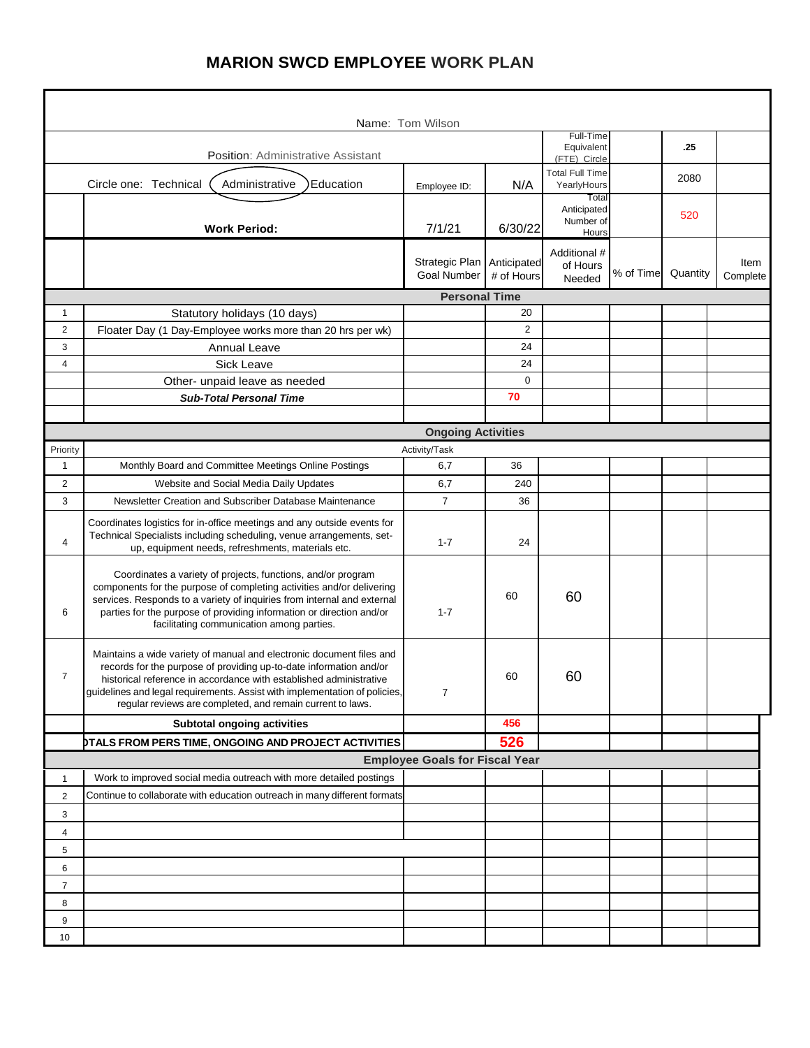# MARION SWCD EMPLOYEE WORK PLAN

| | | | | | | | |
|---|---|---|---|---|---|---|---|
| | Name: Tom Wilson | | | | | | |
| | Position: Administrative Assistant | | | Full-Time Equivalent (FTE) Circle | | .25 | |
| | Circle one: Technical (Administrative) Education | Employee ID: | N/A | Total Full Time Yearly Hours | | 2080 | |
| | **Work Period:** | 7/1/21 | 6/30/22 | Total Anticipated Number of Hours | | 520 | |
| | | Strategic Plan Goal Number | Anticipated # of Hours | Additional # of Hours Needed | % of Time | Quantity | Item Complete |
| | **Personal Time** | | | | | | |
| 1 | Statutory holidays (10 days) | | 20 | | | | |
| 2 | Floater Day (1 Day-Employee works more than 20 hrs per wk) | | 2 | | | | |
| 3 | Annual Leave | | 24 | | | | |
| 4 | Sick Leave | | 24 | | | | |
| | Other- unpaid leave as needed | | 0 | | | | |
| | ***Sub-Total Personal Time*** | | **70** | | | | |
| | | | | | | | |
| | **Ongoing Activities** | | | | | | |
| Priority | Activity/Task | | | | | | |
| 1 | Monthly Board and Committee Meetings Online Postings | 6,7 | 36 | | | | |
| 2 | Website and Social Media Daily Updates | 6,7 | 240 | | | | |
| 3 | Newsletter Creation and Subscriber Database Maintenance | 7 | 36 | | | | |
| 4 | Coordinates logistics for in-office meetings and any outside events for Technical Specialists including scheduling, venue arrangements, set-up, equipment needs, refreshments, materials etc. | 1-7 | 24 | | | | |
| 6 | Coordinates a variety of projects, functions, and/or program components for the purpose of completing activities and/or delivering services. Responds to a variety of inquiries from internal and external parties for the purpose of providing information or direction and/or facilitating communication among parties. | 1-7 | 60 | 60 | | | |
| 7 | Maintains a wide variety of manual and electronic document files and records for the purpose of providing up-to-date information and/or historical reference in accordance with established administrative guidelines and legal requirements. Assist with implementation of policies, regular reviews are completed, and remain current to laws. | 7 | 60 | 60 | | | |
| | **Subtotal ongoing activities** | | **456** | | | | |
| | **TOTALS FROM PERS TIME, ONGOING AND PROJECT ACTIVITIES** | | **526** | | | | |
| | **Employee Goals for Fiscal Year** | | | | | | |
| 1 | Work to improved social media outreach with more detailed postings | | | | | | |
| 2 | Continue to collaborate with education outreach in many different formats | | | | | | |
| 3 | | | | | | | |
| 4 | | | | | | | |
| 5 | | | | | | | |
| 6 | | | | | | | |
| 7 | | | | | | | |
| 8 | | | | | | | |
| 9 | | | | | | | |
| 10 | | | | | | | |